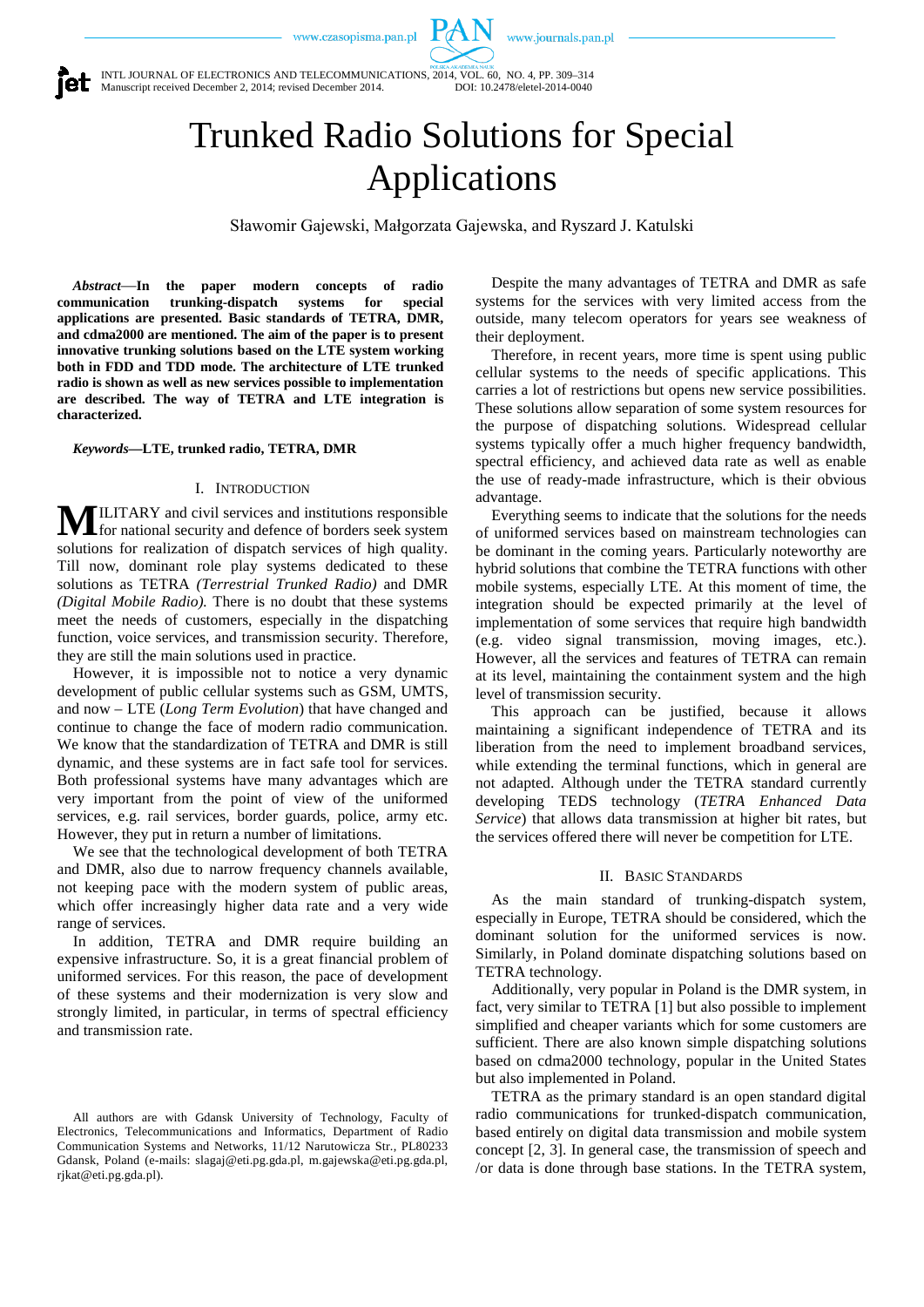# Trunked Radio Solutions for Special Applications

Sławomir Gajewski, Małgorzata Gajewska, and Ryszard J. Katulski

***Abstract*—In the paper modern concepts of radio communication trunking-dispatch systems for special applications are presented. Basic standards of TETRA, DMR, and cdma2000 are mentioned. The aim of the paper is to present innovative trunking solutions based on the LTE system working both in FDD and TDD mode. The architecture of LTE trunked radio is shown as well as new services possible to implementation are described. The way of TETRA and LTE integration is characterized.**

***Keywords*—LTE, trunked radio, TETRA, DMR**

## I. Introduction

MILITARY and civil services and institutions responsible for national security and defence of borders seek system solutions for realization of dispatch services of high quality. Till now, dominant role play systems dedicated to these solutions as TETRA *(Terrestrial Trunked Radio)* and DMR *(Digital Mobile Radio).* There is no doubt that these systems meet the needs of customers, especially in the dispatching function, voice services, and transmission security. Therefore, they are still the main solutions used in practice.

However, it is impossible not to notice a very dynamic development of public cellular systems such as GSM, UMTS, and now – LTE (*Long Term Evolution*) that have changed and continue to change the face of modern radio communication. We know that the standardization of TETRA and DMR is still dynamic, and these systems are in fact safe tool for services. Both professional systems have many advantages which are very important from the point of view of the uniformed services, e.g. rail services, border guards, police, army etc. However, they put in return a number of limitations.

We see that the technological development of both TETRA and DMR, also due to narrow frequency channels available, not keeping pace with the modern system of public areas, which offer increasingly higher data rate and a very wide range of services.

In addition, TETRA and DMR require building an expensive infrastructure. So, it is a great financial problem of uniformed services. For this reason, the pace of development of these systems and their modernization is very slow and strongly limited, in particular, in terms of spectral efficiency and transmission rate.

All authors are with Gdansk University of Technology, Faculty of Electronics, Telecommunications and Informatics, Department of Radio Communication Systems and Networks, 11/12 Narutowicza Str., PL80233 Gdansk, Poland (e-mails: slagaj@eti.pg.gda.pl, m.gajewska@eti.pg.gda.pl, rjkat@eti.pg.gda.pl).

Despite the many advantages of TETRA and DMR as safe systems for the services with very limited access from the outside, many telecom operators for years see weakness of their deployment.

Therefore, in recent years, more time is spent using public cellular systems to the needs of specific applications. This carries a lot of restrictions but opens new service possibilities. These solutions allow separation of some system resources for the purpose of dispatching solutions. Widespread cellular systems typically offer a much higher frequency bandwidth, spectral efficiency, and achieved data rate as well as enable the use of ready-made infrastructure, which is their obvious advantage.

Everything seems to indicate that the solutions for the needs of uniformed services based on mainstream technologies can be dominant in the coming years. Particularly noteworthy are hybrid solutions that combine the TETRA functions with other mobile systems, especially LTE. At this moment of time, the integration should be expected primarily at the level of implementation of some services that require high bandwidth (e.g. video signal transmission, moving images, etc.). However, all the services and features of TETRA can remain at its level, maintaining the containment system and the high level of transmission security.

This approach can be justified, because it allows maintaining a significant independence of TETRA and its liberation from the need to implement broadband services, while extending the terminal functions, which in general are not adapted. Although under the TETRA standard currently developing TEDS technology (*TETRA Enhanced Data Service*) that allows data transmission at higher bit rates, but the services offered there will never be competition for LTE.

## II. Basic Standards

As the main standard of trunking-dispatch system, especially in Europe, TETRA should be considered, which the dominant solution for the uniformed services is now. Similarly, in Poland dominate dispatching solutions based on TETRA technology.

Additionally, very popular in Poland is the DMR system, in fact, very similar to TETRA [1] but also possible to implement simplified and cheaper variants which for some customers are sufficient. There are also known simple dispatching solutions based on cdma2000 technology, popular in the United States but also implemented in Poland.

TETRA as the primary standard is an open standard digital radio communications for trunked-dispatch communication, based entirely on digital data transmission and mobile system concept [2, 3]. In general case, the transmission of speech and /or data is done through base stations. In the TETRA system,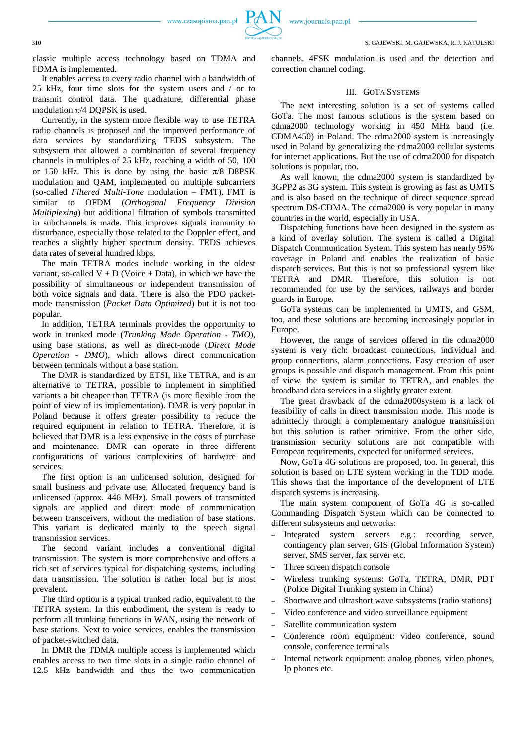classic multiple access technology based on TDMA and FDMA is implemented.

It enables access to every radio channel with a bandwidth of 25 kHz, four time slots for the system users and / or to transmit control data. The quadrature, differential phase modulation $\pi/4$ DQPSK is used.

Currently, in the system more flexible way to use TETRA radio channels is proposed and the improved performance of data services by standardizing TEDS subsystem. The subsystem that allowed a combination of several frequency channels in multiples of 25 kHz, reaching a width of 50, 100 or 150 kHz. This is done by using the basic $\pi/8$ D8PSK modulation and QAM, implemented on multiple subcarriers (so-called *Filtered Multi-Tone* modulation – FMT). FMT is similar to OFDM (*Orthogonal Frequency Division Multiplexing*) but additional filtration of symbols transmitted in subchannels is made. This improves signals immunity to disturbance, especially those related to the Doppler effect, and reaches a slightly higher spectrum density. TEDS achieves data rates of several hundred kbps.

The main TETRA modes include working in the oldest variant, so-called V + D (Voice + Data), in which we have the possibility of simultaneous or independent transmission of both voice signals and data. There is also the PDO packet-mode transmission (*Packet Data Optimized*) but it is not too popular.

In addition, TETRA terminals provides the opportunity to work in trunked mode (*Trunking Mode Operation - TMO*), using base stations, as well as direct-mode (*Direct Mode Operation - DMO*), which allows direct communication between terminals without a base station.

The DMR is standardized by ETSI, like TETRA, and is an alternative to TETRA, possible to implement in simplified variants a bit cheaper than TETRA (is more flexible from the point of view of its implementation). DMR is very popular in Poland because it offers greater possibility to reduce the required equipment in relation to TETRA. Therefore, it is believed that DMR is a less expensive in the costs of purchase and maintenance. DMR can operate in three different configurations of various complexities of hardware and services.

The first option is an unlicensed solution, designed for small business and private use. Allocated frequency band is unlicensed (approx. 446 MHz). Small powers of transmitted signals are applied and direct mode of communication between transceivers, without the mediation of base stations. This variant is dedicated mainly to the speech signal transmission services.

The second variant includes a conventional digital transmission. The system is more comprehensive and offers a rich set of services typical for dispatching systems, including data transmission. The solution is rather local but is most prevalent.

The third option is a typical trunked radio, equivalent to the TETRA system. In this embodiment, the system is ready to perform all trunking functions in WAN, using the network of base stations. Next to voice services, enables the transmission of packet-switched data.

In DMR the TDMA multiple access is implemented which enables access to two time slots in a single radio channel of 12.5 kHz bandwidth and thus the two communication channels. 4FSK modulation is used and the detection and correction channel coding.

## III. GoTa Systems

The next interesting solution is a set of systems called GoTa. The most famous solutions is the system based on cdma2000 technology working in 450 MHz band (i.e. CDMA450) in Poland. The cdma2000 system is increasingly used in Poland by generalizing the cdma2000 cellular systems for internet applications. But the use of cdma2000 for dispatch solutions is popular, too.

As well known, the cdma2000 system is standardized by 3GPP2 as 3G system. This system is growing as fast as UMTS and is also based on the technique of direct sequence spread spectrum DS-CDMA. The cdma2000 is very popular in many countries in the world, especially in USA.

Dispatching functions have been designed in the system as a kind of overlay solution. The system is called a Digital Dispatch Communication System. This system has nearly 95% coverage in Poland and enables the realization of basic dispatch services. But this is not so professional system like TETRA and DMR. Therefore, this solution is not recommended for use by the services, railways and border guards in Europe.

GoTa systems can be implemented in UMTS, and GSM, too, and these solutions are becoming increasingly popular in Europe.

However, the range of services offered in the cdma2000 system is very rich: broadcast connections, individual and group connections, alarm connections. Easy creation of user groups is possible and dispatch management. From this point of view, the system is similar to TETRA, and enables the broadband data services in a slightly greater extent.

The great drawback of the cdma2000system is a lack of feasibility of calls in direct transmission mode. This mode is admittedly through a complementary analogue transmission but this solution is rather primitive. From the other side, transmission security solutions are not compatible with European requirements, expected for uniformed services.

Now, GoTa 4G solutions are proposed, too. In general, this solution is based on LTE system working in the TDD mode. This shows that the importance of the development of LTE dispatch systems is increasing.

The main system component of GoTa 4G is so-called Commanding Dispatch System which can be connected to different subsystems and networks:

- Integrated system servers e.g.: recording server, contingency plan server, GIS (Global Information System) server, SMS server, fax server etc.
- Three screen dispatch console
- Wireless trunking systems: GoTa, TETRA, DMR, PDT (Police Digital Trunking system in China)
- Shortwave and ultrashort wave subsystems (radio stations)
- Video conference and video surveillance equipment
- Satellite communication system
- Conference room equipment: video conference, sound console, conference terminals
- Internal network equipment: analog phones, video phones, Ip phones etc.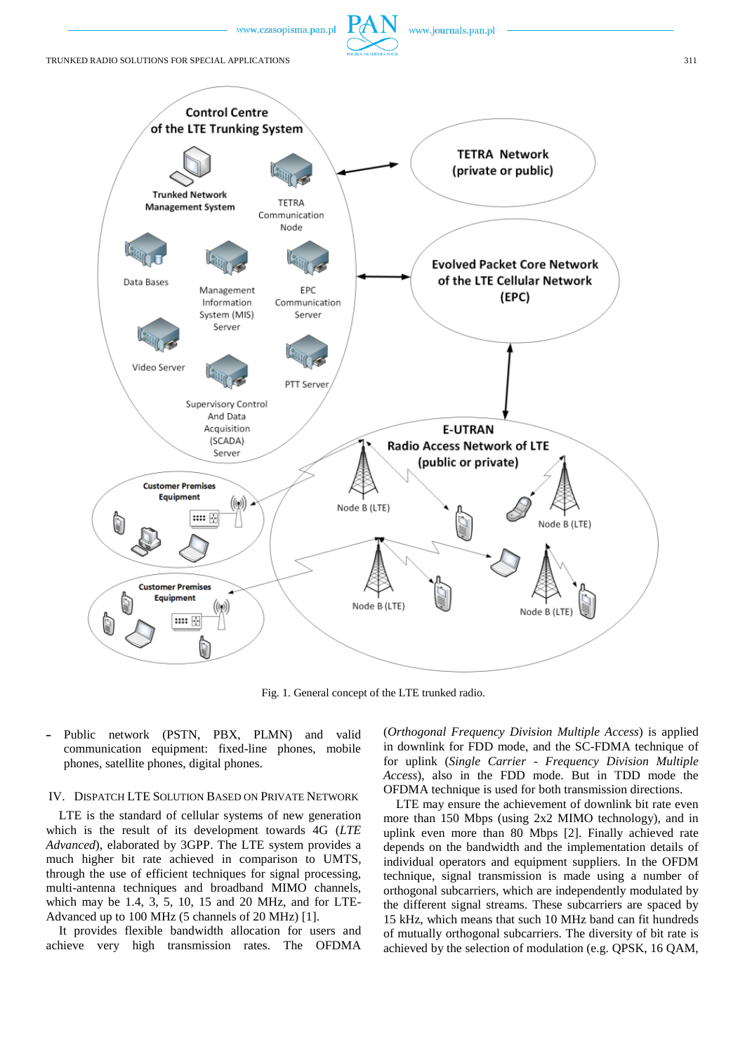Fig. 1. General concept of the LTE trunked radio.

- Public network (PSTN, PBX, PLMN) and valid communication equipment: fixed-line phones, mobile phones, satellite phones, digital phones.

## IV. Dispatch LTE Solution Based on Private Network

LTE is the standard of cellular systems of new generation which is the result of its development towards 4G (*LTE Advanced*), elaborated by 3GPP. The LTE system provides a much higher bit rate achieved in comparison to UMTS, through the use of efficient techniques for signal processing, multi-antenna techniques and broadband MIMO channels, which may be 1.4, 3, 5, 10, 15 and 20 MHz, and for LTE-Advanced up to 100 MHz (5 channels of 20 MHz) [1].

It provides flexible bandwidth allocation for users and achieve very high transmission rates. The OFDMA (*Orthogonal Frequency Division Multiple Access*) is applied in downlink for FDD mode, and the SC-FDMA technique of for uplink (*Single Carrier - Frequency Division Multiple Access*), also in the FDD mode. But in TDD mode the OFDMA technique is used for both transmission directions.

LTE may ensure the achievement of downlink bit rate even more than 150 Mbps (using 2x2 MIMO technology), and in uplink even more than 80 Mbps [2]. Finally achieved rate depends on the bandwidth and the implementation details of individual operators and equipment suppliers. In the OFDM technique, signal transmission is made using a number of orthogonal subcarriers, which are independently modulated by the different signal streams. These subcarriers are spaced by 15 kHz, which means that such 10 MHz band can fit hundreds of mutually orthogonal subcarriers. The diversity of bit rate is achieved by the selection of modulation (e.g. QPSK, 16 QAM,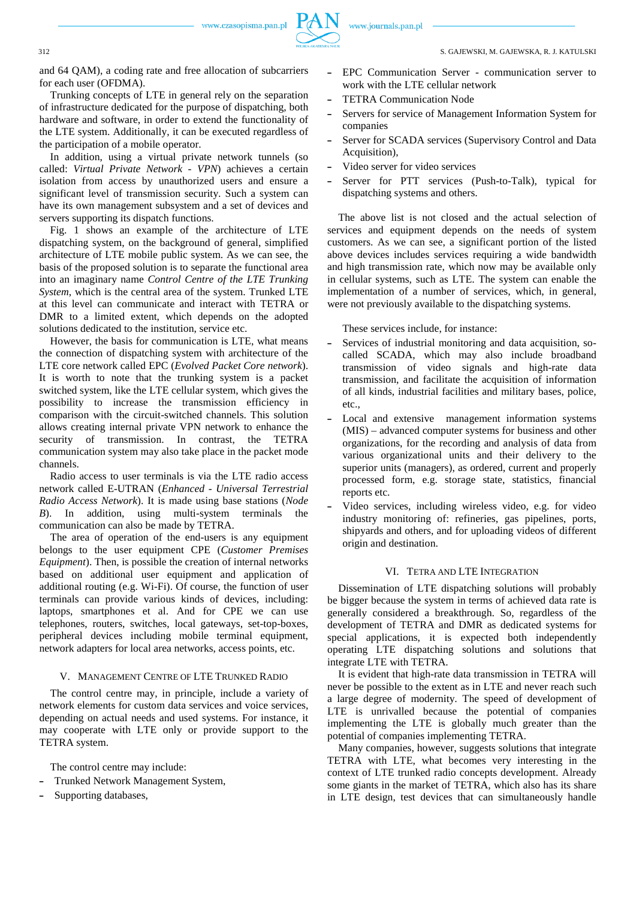and 64 QAM), a coding rate and free allocation of subcarriers for each user (OFDMA).

Trunking concepts of LTE in general rely on the separation of infrastructure dedicated for the purpose of dispatching, both hardware and software, in order to extend the functionality of the LTE system. Additionally, it can be executed regardless of the participation of a mobile operator.

In addition, using a virtual private network tunnels (so called: *Virtual Private Network - VPN*) achieves a certain isolation from access by unauthorized users and ensure a significant level of transmission security. Such a system can have its own management subsystem and a set of devices and servers supporting its dispatch functions.

Fig. 1 shows an example of the architecture of LTE dispatching system, on the background of general, simplified architecture of LTE mobile public system. As we can see, the basis of the proposed solution is to separate the functional area into an imaginary name *Control Centre of the LTE Trunking System*, which is the central area of the system. Trunked LTE at this level can communicate and interact with TETRA or DMR to a limited extent, which depends on the adopted solutions dedicated to the institution, service etc.

However, the basis for communication is LTE, what means the connection of dispatching system with architecture of the LTE core network called EPC (*Evolved Packet Core network*). It is worth to note that the trunking system is a packet switched system, like the LTE cellular system, which gives the possibility to increase the transmission efficiency in comparison with the circuit-switched channels. This solution allows creating internal private VPN network to enhance the security of transmission. In contrast, the TETRA communication system may also take place in the packet mode channels.

Radio access to user terminals is via the LTE radio access network called E-UTRAN (*Enhanced - Universal Terrestrial Radio Access Network*). It is made using base stations (*Node B*). In addition, using multi-system terminals the communication can also be made by TETRA.

The area of operation of the end-users is any equipment belongs to the user equipment CPE (*Customer Premises Equipment*). Then, is possible the creation of internal networks based on additional user equipment and application of additional routing (e.g. Wi-Fi). Of course, the function of user terminals can provide various kinds of devices, including: laptops, smartphones et al. And for CPE we can use telephones, routers, switches, local gateways, set-top-boxes, peripheral devices including mobile terminal equipment, network adapters for local area networks, access points, etc.

## V. Management Centre of LTE Trunked Radio

The control centre may, in principle, include a variety of network elements for custom data services and voice services, depending on actual needs and used systems. For instance, it may cooperate with LTE only or provide support to the TETRA system.

The control centre may include:

- Trunked Network Management System,
- Supporting databases,
- EPC Communication Server - communication server to work with the LTE cellular network
- TETRA Communication Node
- Servers for service of Management Information System for companies
- Server for SCADA services (Supervisory Control and Data Acquisition),
- Video server for video services
- Server for PTT services (Push-to-Talk), typical for dispatching systems and others.

The above list is not closed and the actual selection of services and equipment depends on the needs of system customers. As we can see, a significant portion of the listed above devices includes services requiring a wide bandwidth and high transmission rate, which now may be available only in cellular systems, such as LTE. The system can enable the implementation of a number of services, which, in general, were not previously available to the dispatching systems.

These services include, for instance:

- Services of industrial monitoring and data acquisition, so-called SCADA, which may also include broadband transmission of video signals and high-rate data transmission, and facilitate the acquisition of information of all kinds, industrial facilities and military bases, police, etc.,
- Local and extensive management information systems (MIS) – advanced computer systems for business and other organizations, for the recording and analysis of data from various organizational units and their delivery to the superior units (managers), as ordered, current and properly processed form, e.g. storage state, statistics, financial reports etc.
- Video services, including wireless video, e.g. for video industry monitoring of: refineries, gas pipelines, ports, shipyards and others, and for uploading videos of different origin and destination.

## VI. TETRA and LTE Integration

Dissemination of LTE dispatching solutions will probably be bigger because the system in terms of achieved data rate is generally considered a breakthrough. So, regardless of the development of TETRA and DMR as dedicated systems for special applications, it is expected both independently operating LTE dispatching solutions and solutions that integrate LTE with TETRA.

It is evident that high-rate data transmission in TETRA will never be possible to the extent as in LTE and never reach such a large degree of modernity. The speed of development of LTE is unrivalled because the potential of companies implementing the LTE is globally much greater than the potential of companies implementing TETRA.

Many companies, however, suggests solutions that integrate TETRA with LTE, what becomes very interesting in the context of LTE trunked radio concepts development. Already some giants in the market of TETRA, which also has its share in LTE design, test devices that can simultaneously handle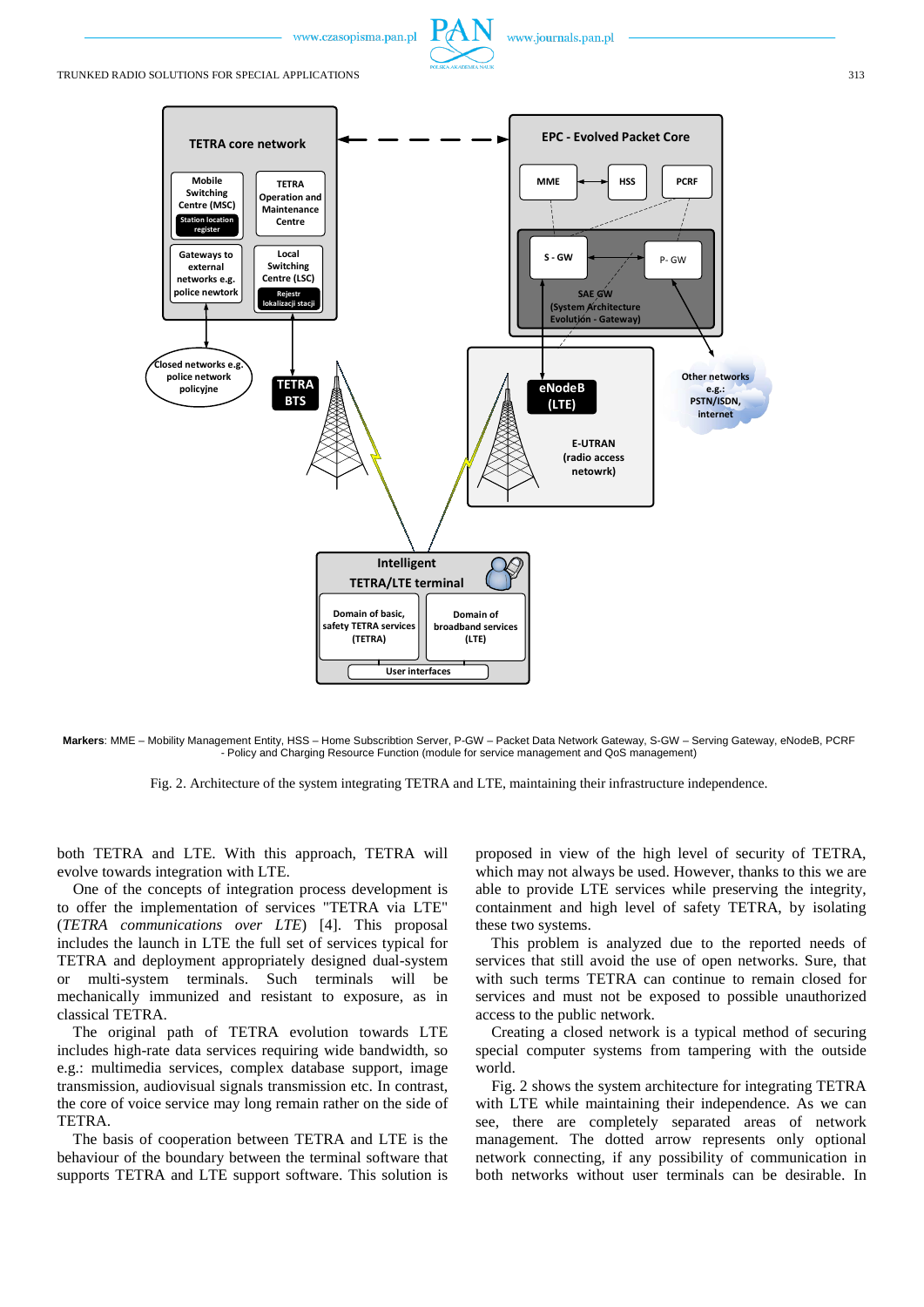TETRA core network

Mobile Switching Centre (MSC)

Station location register

TETRA Operation and Maintenance Centre

Gateways to external networks e.g. police newtork

Local Switching Centre (LSC)

Rejestr lokalizacji stacji

Closed networks e.g. police network policyjne

TETRA BTS

EPC - Evolved Packet Core

MME

HSS

PCRF

S - GW

P- GW

SAE GW (System Architecture Evolution - Gateway)

eNodeB (LTE)

E-UTRAN (radio access netowrk)

Other networks e.g.: PSTN/ISDN, internet

Intelligent TETRA/LTE terminal

Domain of basic, safety TETRA services (TETRA)

Domain of broadband services (LTE)

User interfaces

**Markers**: MME – Mobility Management Entity, HSS – Home Subscribtion Server, P-GW – Packet Data Network Gateway, S-GW – Serving Gateway, eNodeB, PCRF - Policy and Charging Resource Function (module for service management and QoS management)

Fig. 2. Architecture of the system integrating TETRA and LTE, maintaining their infrastructure independence.

both TETRA and LTE. With this approach, TETRA will evolve towards integration with LTE.

One of the concepts of integration process development is to offer the implementation of services "TETRA via LTE" (*TETRA communications over LTE*) [4]. This proposal includes the launch in LTE the full set of services typical for TETRA and deployment appropriately designed dual-system or multi-system terminals. Such terminals will be mechanically immunized and resistant to exposure, as in classical TETRA.

The original path of TETRA evolution towards LTE includes high-rate data services requiring wide bandwidth, so e.g.: multimedia services, complex database support, image transmission, audiovisual signals transmission etc. In contrast, the core of voice service may long remain rather on the side of TETRA.

The basis of cooperation between TETRA and LTE is the behaviour of the boundary between the terminal software that supports TETRA and LTE support software. This solution is proposed in view of the high level of security of TETRA, which may not always be used. However, thanks to this we are able to provide LTE services while preserving the integrity, containment and high level of safety TETRA, by isolating these two systems.

This problem is analyzed due to the reported needs of services that still avoid the use of open networks. Sure, that with such terms TETRA can continue to remain closed for services and must not be exposed to possible unauthorized access to the public network.

Creating a closed network is a typical method of securing special computer systems from tampering with the outside world.

Fig. 2 shows the system architecture for integrating TETRA with LTE while maintaining their independence. As we can see, there are completely separated areas of network management. The dotted arrow represents only optional network connecting, if any possibility of communication in both networks without user terminals can be desirable. In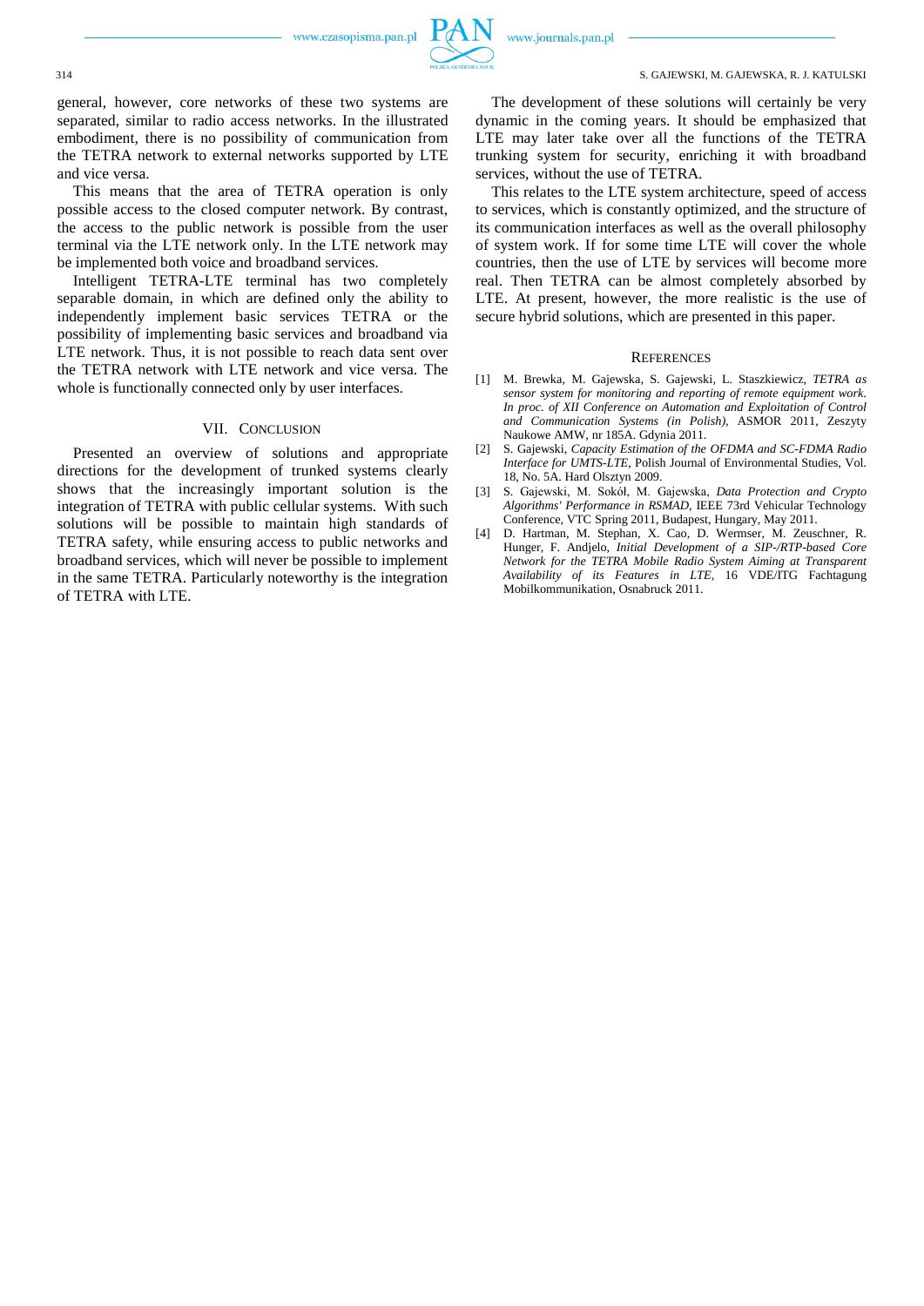general, however, core networks of these two systems are separated, similar to radio access networks. In the illustrated embodiment, there is no possibility of communication from the TETRA network to external networks supported by LTE and vice versa.

This means that the area of TETRA operation is only possible access to the closed computer network. By contrast, the access to the public network is possible from the user terminal via the LTE network only. In the LTE network may be implemented both voice and broadband services.

Intelligent TETRA-LTE terminal has two completely separable domain, in which are defined only the ability to independently implement basic services TETRA or the possibility of implementing basic services and broadband via LTE network. Thus, it is not possible to reach data sent over the TETRA network with LTE network and vice versa. The whole is functionally connected only by user interfaces.

## VII. Conclusion

Presented an overview of solutions and appropriate directions for the development of trunked systems clearly shows that the increasingly important solution is the integration of TETRA with public cellular systems. With such solutions will be possible to maintain high standards of TETRA safety, while ensuring access to public networks and broadband services, which will never be possible to implement in the same TETRA. Particularly noteworthy is the integration of TETRA with LTE.

The development of these solutions will certainly be very dynamic in the coming years. It should be emphasized that LTE may later take over all the functions of the TETRA trunking system for security, enriching it with broadband services, without the use of TETRA.

This relates to the LTE system architecture, speed of access to services, which is constantly optimized, and the structure of its communication interfaces as well as the overall philosophy of system work. If for some time LTE will cover the whole countries, then the use of LTE by services will become more real. Then TETRA can be almost completely absorbed by LTE. At present, however, the more realistic is the use of secure hybrid solutions, which are presented in this paper.

## References

[1] M. Brewka, M. Gajewska, S. Gajewski, L. Staszkiewicz, *TETRA as sensor system for monitoring and reporting of remote equipment work. In proc. of XII Conference on Automation and Exploitation of Control and Communication Systems (in Polish)*, ASMOR 2011, Zeszyty Naukowe AMW, nr 185A. Gdynia 2011.

[2] S. Gajewski, *Capacity Estimation of the OFDMA and SC-FDMA Radio Interface for UMTS-LTE*, Polish Journal of Environmental Studies, Vol. 18, No. 5A. Hard Olsztyn 2009.

[3] S. Gajewski, M. Sokół, M. Gajewska, *Data Protection and Crypto Algorithms' Performance in RSMAD*, IEEE 73rd Vehicular Technology Conference, VTC Spring 2011, Budapest, Hungary, May 2011.

[4] D. Hartman, M. Stephan, X. Cao, D. Wermser, M. Zeuschner, R. Hunger, F. Andjelo, *Initial Development of a SIP-/RTP-based Core Network for the TETRA Mobile Radio System Aiming at Transparent Availability of its Features in LTE*, 16 VDE/ITG Fachtagung Mobilkommunikation, Osnabruck 2011.